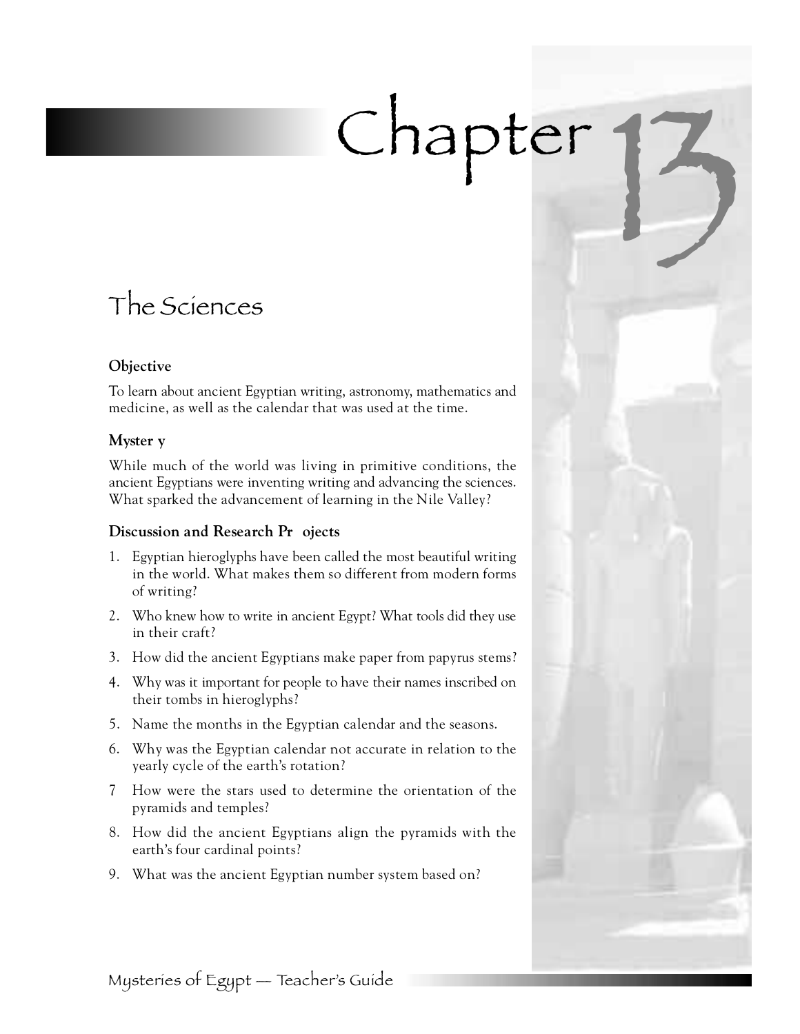# Chapter 13

## The Sciences

### Objective

To learn about ancient Egyptian writing, astronomy, mathematics and medicine, as well as the calendar that was used at the time.

### Myster y

While much of the world was living in primitive conditions, the ancient Egyptians were inventing writing and advancing the sciences. What sparked the advancement of learning in the Nile Valley?

### Discussion and Research Pr ojects

1. Egyptian hieroglyphs have been called the most beautiful writing in the world. What makes them so different from modern forms of writing?
2. Who knew how to write in ancient Egypt? What tools did they use in their craft?
3. How did the ancient Egyptians make paper from papyrus stems?
4. Why was it important for people to have their names inscribed on their tombs in hieroglyphs?
5. Name the months in the Egyptian calendar and the seasons.
6. Why was the Egyptian calendar not accurate in relation to the yearly cycle of the earth's rotation?
7. How were the stars used to determine the orientation of the pyramids and temples?
8. How did the ancient Egyptians align the pyramids with the earth's four cardinal points?
9. What was the ancient Egyptian number system based on?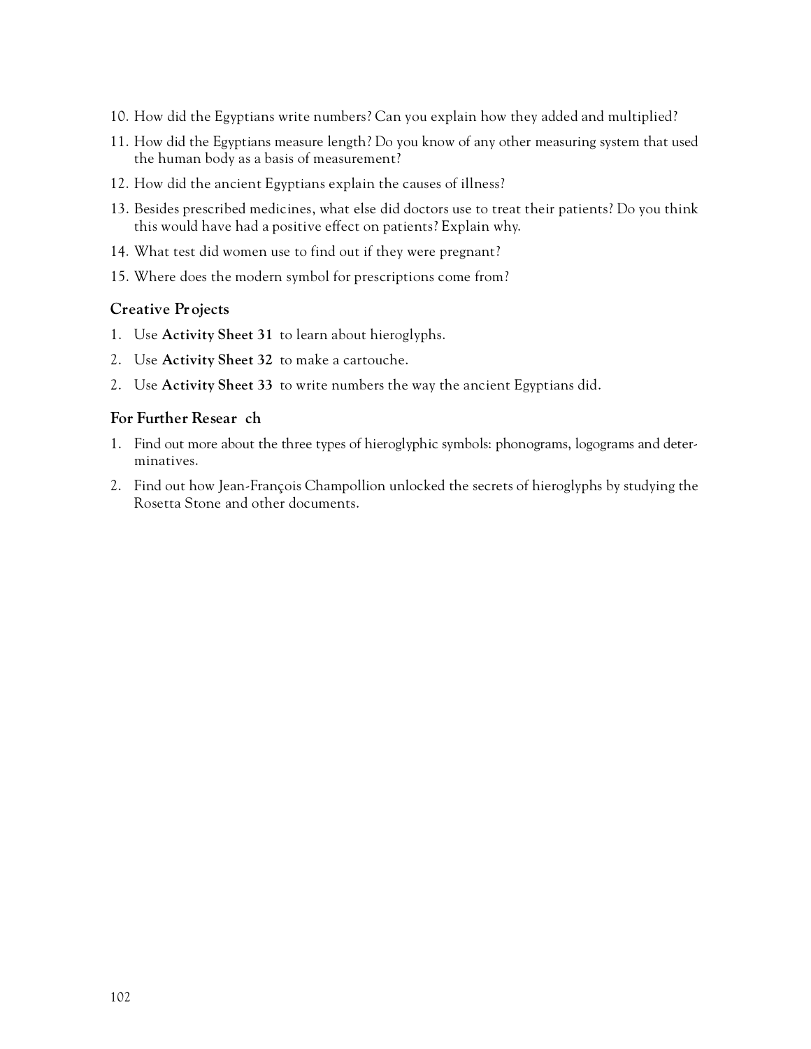10. How did the Egyptians write numbers? Can you explain how they added and multiplied?
11. How did the Egyptians measure length? Do you know of any other measuring system that used the human body as a basis of measurement?
12. How did the ancient Egyptians explain the causes of illness?
13. Besides prescribed medicines, what else did doctors use to treat their patients? Do you think this would have had a positive effect on patients? Explain why.
14. What test did women use to find out if they were pregnant?
15. Where does the modern symbol for prescriptions come from?

### Creative Projects

1. Use **Activity Sheet 31** to learn about hieroglyphs.
2. Use **Activity Sheet 32** to make a cartouche.
2. Use **Activity Sheet 33** to write numbers the way the ancient Egyptians did.

### For Further Research

1. Find out more about the three types of hieroglyphic symbols: phonograms, logograms and determinatives.
2. Find out how Jean-François Champollion unlocked the secrets of hieroglyphs by studying the Rosetta Stone and other documents.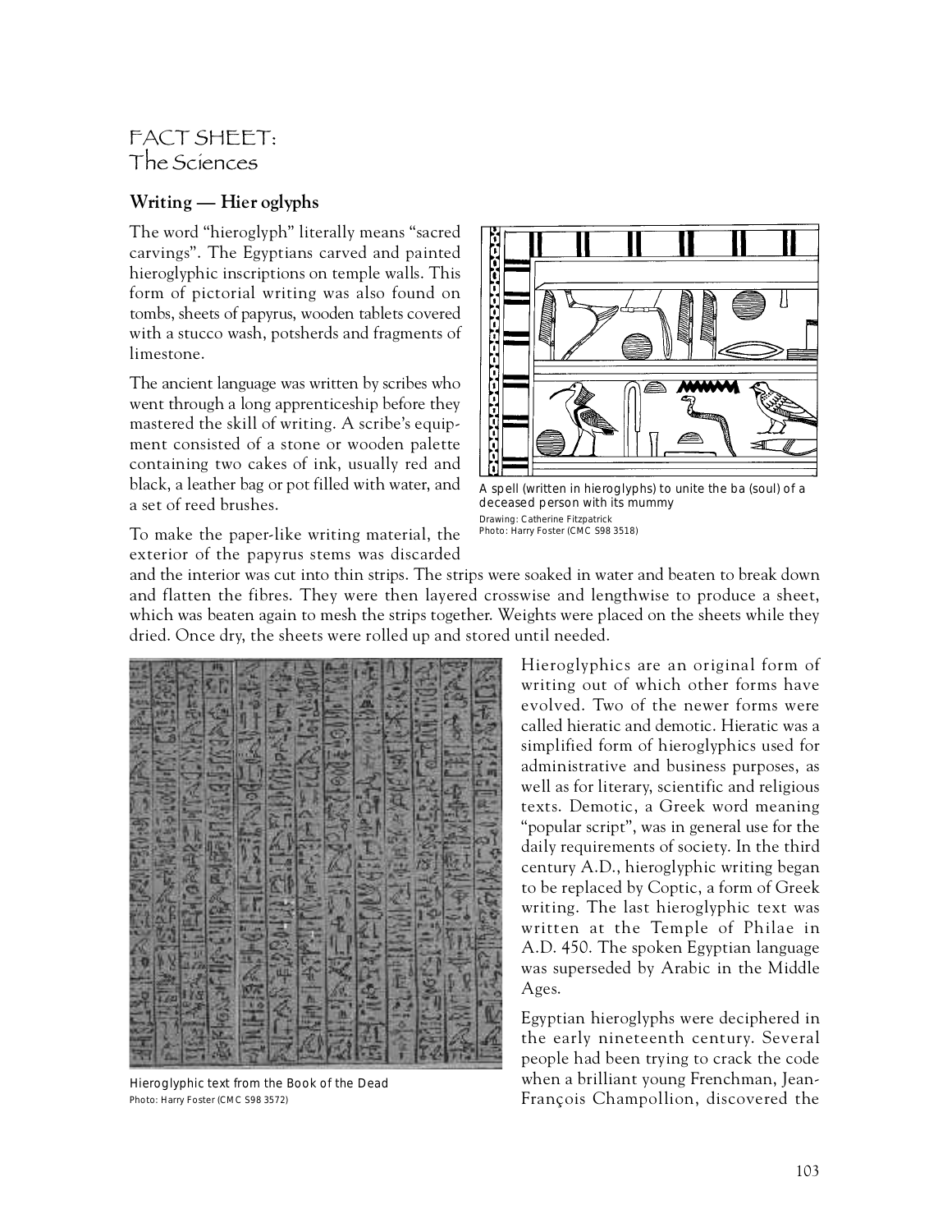# FACT SHEET: The Sciences

## Writing — Hieroglyphs

The word "hieroglyph" literally means "sacred carvings". The Egyptians carved and painted hieroglyphic inscriptions on temple walls. This form of pictorial writing was also found on tombs, sheets of papyrus, wooden tablets covered with a stucco wash, potsherds and fragments of limestone.

The ancient language was written by scribes who went through a long apprenticeship before they mastered the skill of writing. A scribe's equipment consisted of a stone or wooden palette containing two cakes of ink, usually red and black, a leather bag or pot filled with water, and a set of reed brushes.

A spell (written in hieroglyphs) to unite the ba (soul) of a deceased person with its mummy
Drawing: Catherine Fitzpatrick
Photo: Harry Foster (CMC S98 3518)

To make the paper-like writing material, the exterior of the papyrus stems was discarded and the interior was cut into thin strips. The strips were soaked in water and beaten to break down and flatten the fibres. They were then layered crosswise and lengthwise to produce a sheet, which was beaten again to mesh the strips together. Weights were placed on the sheets while they dried. Once dry, the sheets were rolled up and stored until needed.

Hieroglyphic text from the Book of the Dead
Photo: Harry Foster (CMC S98 3572)

Hieroglyphics are an original form of writing out of which other forms have evolved. Two of the newer forms were called hieratic and demotic. Hieratic was a simplified form of hieroglyphics used for administrative and business purposes, as well as for literary, scientific and religious texts. Demotic, a Greek word meaning "popular script", was in general use for the daily requirements of society. In the third century A.D., hieroglyphic writing began to be replaced by Coptic, a form of Greek writing. The last hieroglyphic text was written at the Temple of Philae in A.D. 450. The spoken Egyptian language was superseded by Arabic in the Middle Ages.

Egyptian hieroglyphs were deciphered in the early nineteenth century. Several people had been trying to crack the code when a brilliant young Frenchman, Jean-François Champollion, discovered the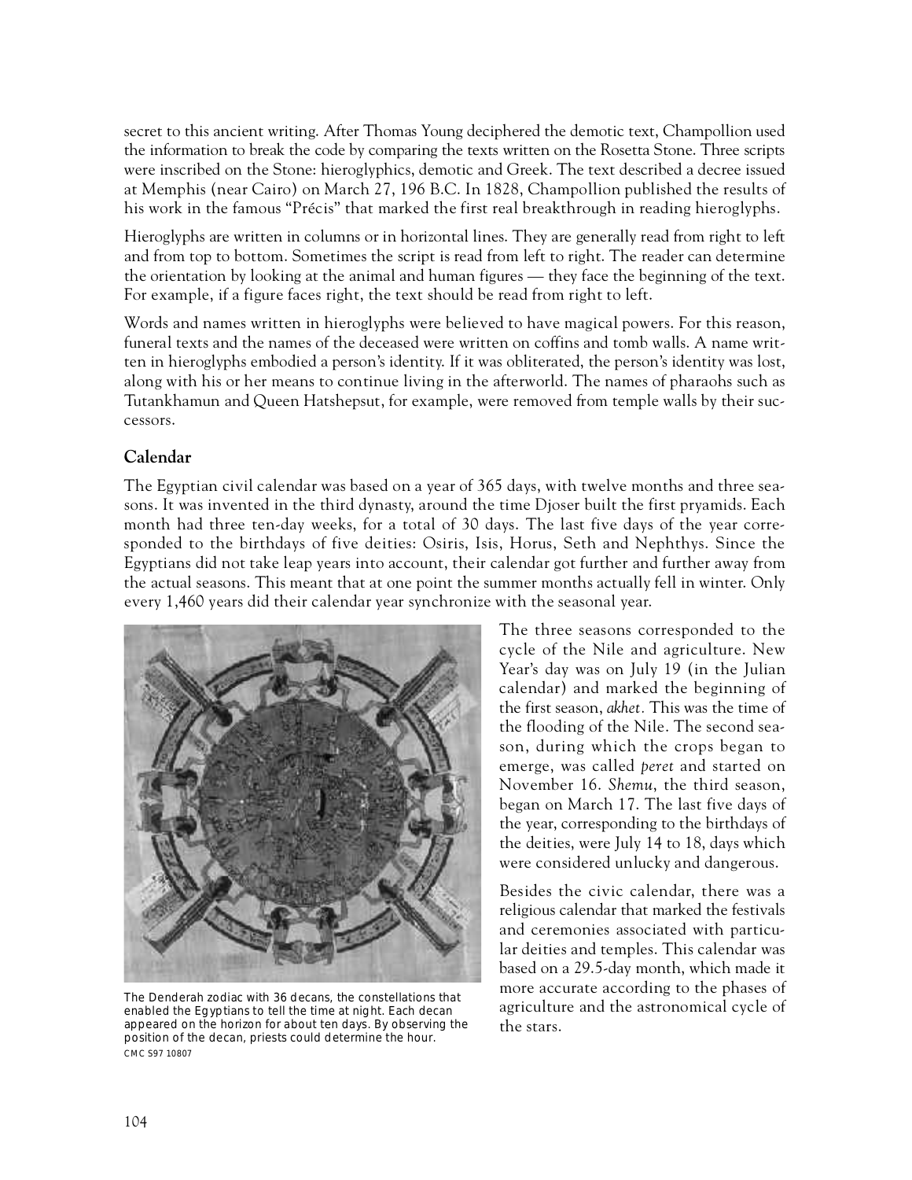secret to this ancient writing. After Thomas Young deciphered the demotic text, Champollion used the information to break the code by comparing the texts written on the Rosetta Stone. Three scripts were inscribed on the Stone: hieroglyphics, demotic and Greek. The text described a decree issued at Memphis (near Cairo) on March 27, 196 B.C. In 1828, Champollion published the results of his work in the famous "Précis" that marked the first real breakthrough in reading hieroglyphs.

Hieroglyphs are written in columns or in horizontal lines. They are generally read from right to left and from top to bottom. Sometimes the script is read from left to right. The reader can determine the orientation by looking at the animal and human figures — they face the beginning of the text. For example, if a figure faces right, the text should be read from right to left.

Words and names written in hieroglyphs were believed to have magical powers. For this reason, funeral texts and the names of the deceased were written on coffins and tomb walls. A name written in hieroglyphs embodied a person's identity. If it was obliterated, the person's identity was lost, along with his or her means to continue living in the afterworld. The names of pharaohs such as Tutankhamun and Queen Hatshepsut, for example, were removed from temple walls by their successors.

## Calendar

The Egyptian civil calendar was based on a year of 365 days, with twelve months and three seasons. It was invented in the third dynasty, around the time Djoser built the first pryamids. Each month had three ten-day weeks, for a total of 30 days. The last five days of the year corresponded to the birthdays of five deities: Osiris, Isis, Horus, Seth and Nephthys. Since the Egyptians did not take leap years into account, their calendar got further and further away from the actual seasons. This meant that at one point the summer months actually fell in winter. Only every 1,460 years did their calendar year synchronize with the seasonal year.

The Denderah zodiac with 36 decans, the constellations that enabled the Egyptians to tell the time at night. Each decan appeared on the horizon for about ten days. By observing the position of the decan, priests could determine the hour.
CMC S97 10807

The three seasons corresponded to the cycle of the Nile and agriculture. New Year's day was on July 19 (in the Julian calendar) and marked the beginning of the first season, *akhet*. This was the time of the flooding of the Nile. The second season, during which the crops began to emerge, was called *peret* and started on November 16. *Shemu*, the third season, began on March 17. The last five days of the year, corresponding to the birthdays of the deities, were July 14 to 18, days which were considered unlucky and dangerous.

Besides the civic calendar, there was a religious calendar that marked the festivals and ceremonies associated with particular deities and temples. This calendar was based on a 29.5-day month, which made it more accurate according to the phases of agriculture and the astronomical cycle of the stars.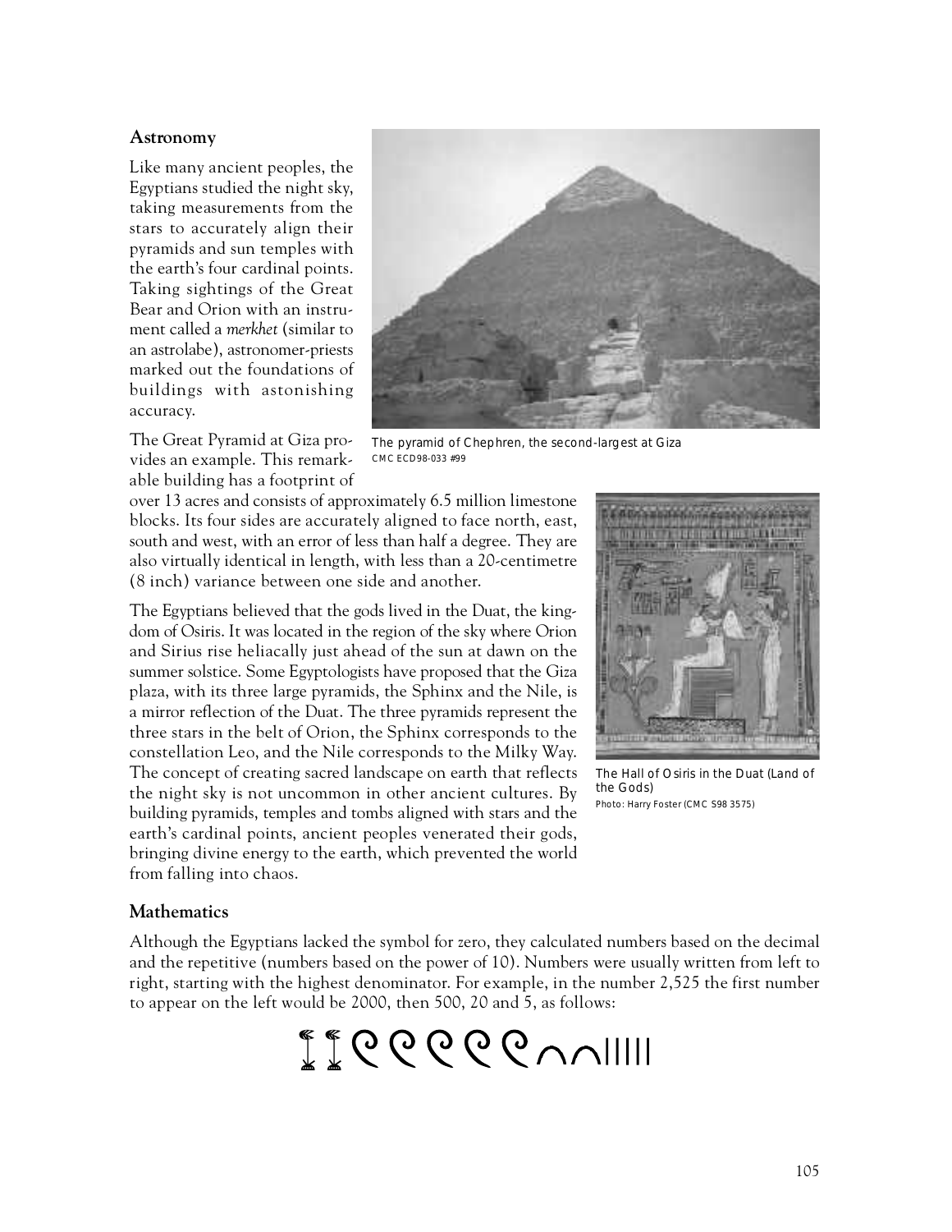## Astronomy

Like many ancient peoples, the Egyptians studied the night sky, taking measurements from the stars to accurately align their pyramids and sun temples with the earth's four cardinal points. Taking sightings of the Great Bear and Orion with an instrument called a *merkhet* (similar to an astrolabe), astronomer-priests marked out the foundations of buildings with astonishing accuracy.

The pyramid of Chephren, the second-largest at Giza
CMC ECD98-033 #99

The Great Pyramid at Giza provides an example. This remarkable building has a footprint of over 13 acres and consists of approximately 6.5 million limestone blocks. Its four sides are accurately aligned to face north, east, south and west, with an error of less than half a degree. They are also virtually identical in length, with less than a 20-centimetre (8 inch) variance between one side and another.

The Egyptians believed that the gods lived in the Duat, the kingdom of Osiris. It was located in the region of the sky where Orion and Sirius rise heliacally just ahead of the sun at dawn on the summer solstice. Some Egyptologists have proposed that the Giza plaza, with its three large pyramids, the Sphinx and the Nile, is a mirror reflection of the Duat. The three pyramids represent the three stars in the belt of Orion, the Sphinx corresponds to the constellation Leo, and the Nile corresponds to the Milky Way. The concept of creating sacred landscape on earth that reflects the night sky is not uncommon in other ancient cultures. By building pyramids, temples and tombs aligned with stars and the earth's cardinal points, ancient peoples venerated their gods, bringing divine energy to the earth, which prevented the world from falling into chaos.

The Hall of Osiris in the Duat (Land of the Gods)
Photo: Harry Foster (CMC S98 3575)

## Mathematics

Although the Egyptians lacked the symbol for zero, they calculated numbers based on the decimal and the repetitive (numbers based on the power of 10). Numbers were usually written from left to right, starting with the highest denominator. For example, in the number 2,525 the first number to appear on the left would be 2000, then 500, 20 and 5, as follows: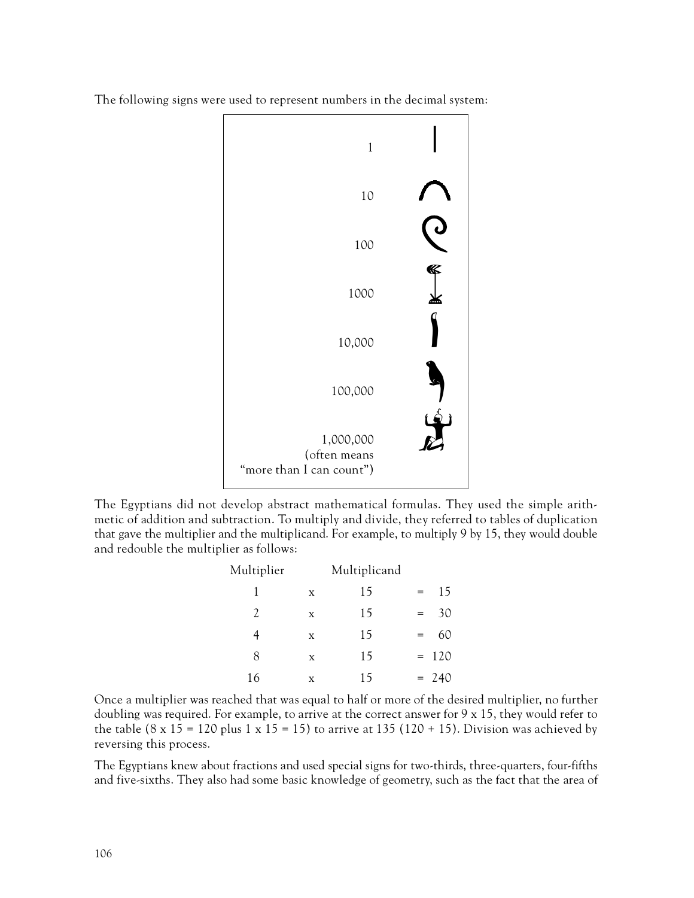The following signs were used to represent numbers in the decimal system:

| Number | Sign |
|---|---|
| 1 | 𓏺 |
| 10 | 𓎆 |
| 100 | 𓍢 |
| 1000 | 𓆼 |
| 10,000 | 𓂭 |
| 100,000 | 𓆐 |
| 1,000,000 (often means "more than I can count") | 𓁨 |

The Egyptians did not develop abstract mathematical formulas. They used the simple arithmetic of addition and subtraction. To multiply and divide, they referred to tables of duplication that gave the multiplier and the multiplicand. For example, to multiply 9 by 15, they would double and redouble the multiplier as follows:

| Multiplier | | Multiplicand | | |
|---|---|---|---|---|
| 1 | x | 15 | = | 15 |
| 2 | x | 15 | = | 30 |
| 4 | x | 15 | = | 60 |
| 8 | x | 15 | = | 120 |
| 16 | x | 15 | = | 240 |

Once a multiplier was reached that was equal to half or more of the desired multiplier, no further doubling was required. For example, to arrive at the correct answer for 9 x 15, they would refer to the table (8 x 15 = 120 plus 1 x 15 = 15) to arrive at 135 (120 + 15). Division was achieved by reversing this process.

The Egyptians knew about fractions and used special signs for two-thirds, three-quarters, four-fifths and five-sixths. They also had some basic knowledge of geometry, such as the fact that the area of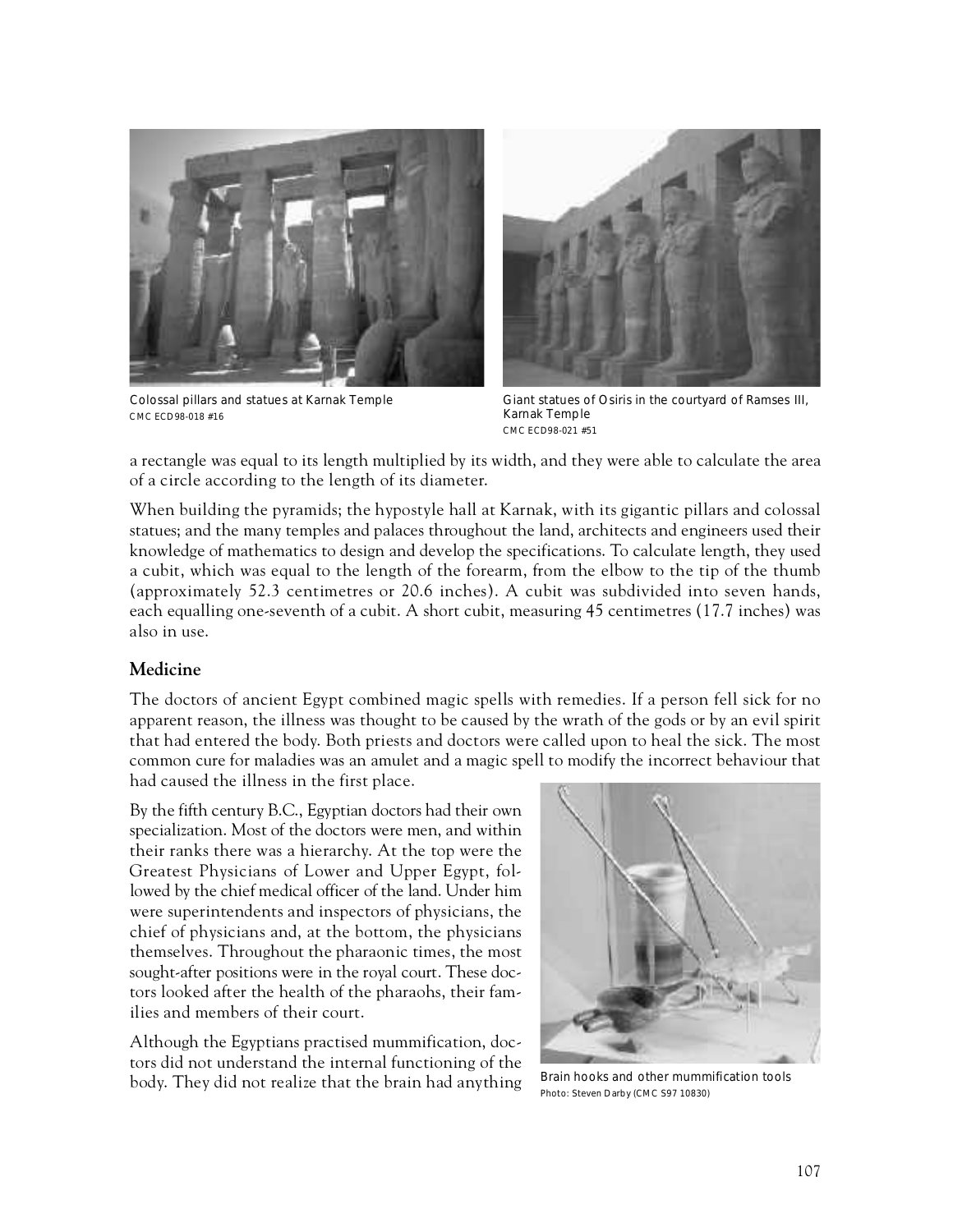Colossal pillars and statues at Karnak Temple
CMC ECD98-018 #16

Giant statues of Osiris in the courtyard of Ramses III, Karnak Temple
CMC ECD98-021 #51

a rectangle was equal to its length multiplied by its width, and they were able to calculate the area of a circle according to the length of its diameter.

When building the pyramids; the hypostyle hall at Karnak, with its gigantic pillars and colossal statues; and the many temples and palaces throughout the land, architects and engineers used their knowledge of mathematics to design and develop the specifications. To calculate length, they used a cubit, which was equal to the length of the forearm, from the elbow to the tip of the thumb (approximately 52.3 centimetres or 20.6 inches). A cubit was subdivided into seven hands, each equalling one-seventh of a cubit. A short cubit, measuring 45 centimetres (17.7 inches) was also in use.

## Medicine

The doctors of ancient Egypt combined magic spells with remedies. If a person fell sick for no apparent reason, the illness was thought to be caused by the wrath of the gods or by an evil spirit that had entered the body. Both priests and doctors were called upon to heal the sick. The most common cure for maladies was an amulet and a magic spell to modify the incorrect behaviour that had caused the illness in the first place.

By the fifth century B.C., Egyptian doctors had their own specialization. Most of the doctors were men, and within their ranks there was a hierarchy. At the top were the Greatest Physicians of Lower and Upper Egypt, followed by the chief medical officer of the land. Under him were superintendents and inspectors of physicians, the chief of physicians and, at the bottom, the physicians themselves. Throughout the pharaonic times, the most sought-after positions were in the royal court. These doctors looked after the health of the pharaohs, their families and members of their court.

Although the Egyptians practised mummification, doctors did not understand the internal functioning of the body. They did not realize that the brain had anything

Brain hooks and other mummification tools
Photo: Steven Darby (CMC S97 10830)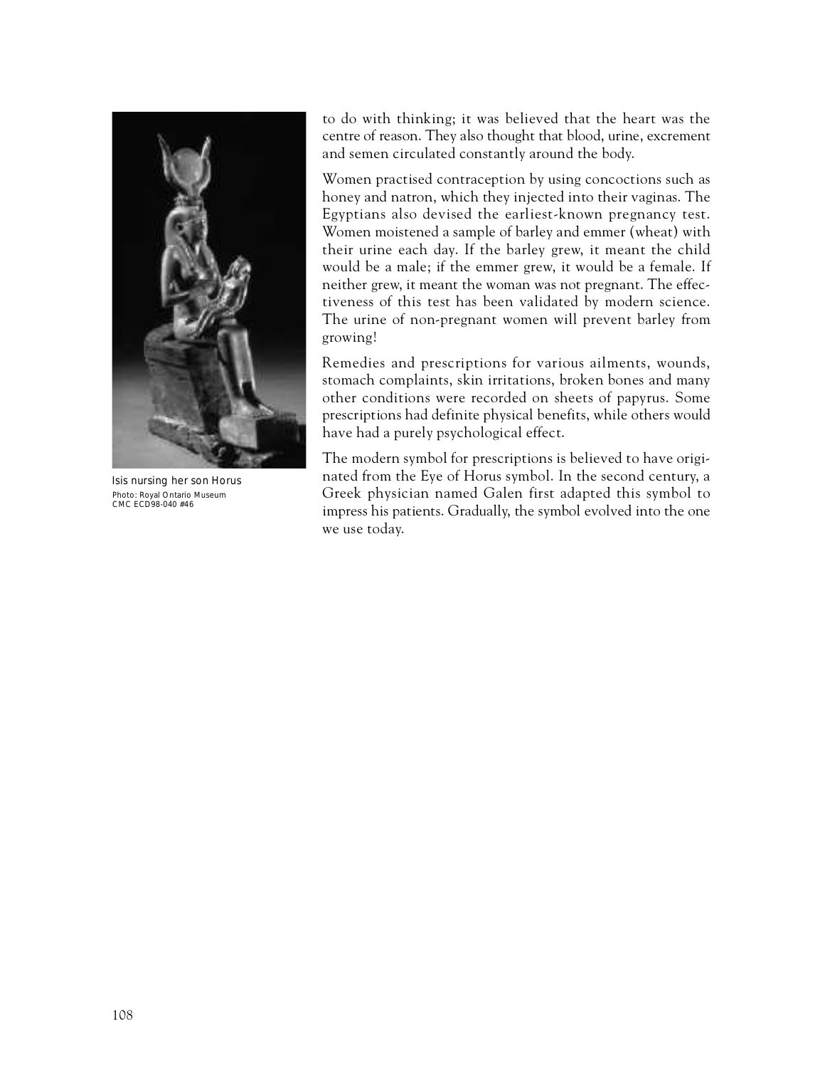Isis nursing her son Horus
Photo: Royal Ontario Museum
CMC ECD98-040 #46

to do with thinking; it was believed that the heart was the centre of reason. They also thought that blood, urine, excrement and semen circulated constantly around the body.

Women practised contraception by using concoctions such as honey and natron, which they injected into their vaginas. The Egyptians also devised the earliest-known pregnancy test. Women moistened a sample of barley and emmer (wheat) with their urine each day. If the barley grew, it meant the child would be a male; if the emmer grew, it would be a female. If neither grew, it meant the woman was not pregnant. The effectiveness of this test has been validated by modern science. The urine of non-pregnant women will prevent barley from growing!

Remedies and prescriptions for various ailments, wounds, stomach complaints, skin irritations, broken bones and many other conditions were recorded on sheets of papyrus. Some prescriptions had definite physical benefits, while others would have had a purely psychological effect.

The modern symbol for prescriptions is believed to have originated from the Eye of Horus symbol. In the second century, a Greek physician named Galen first adapted this symbol to impress his patients. Gradually, the symbol evolved into the one we use today.